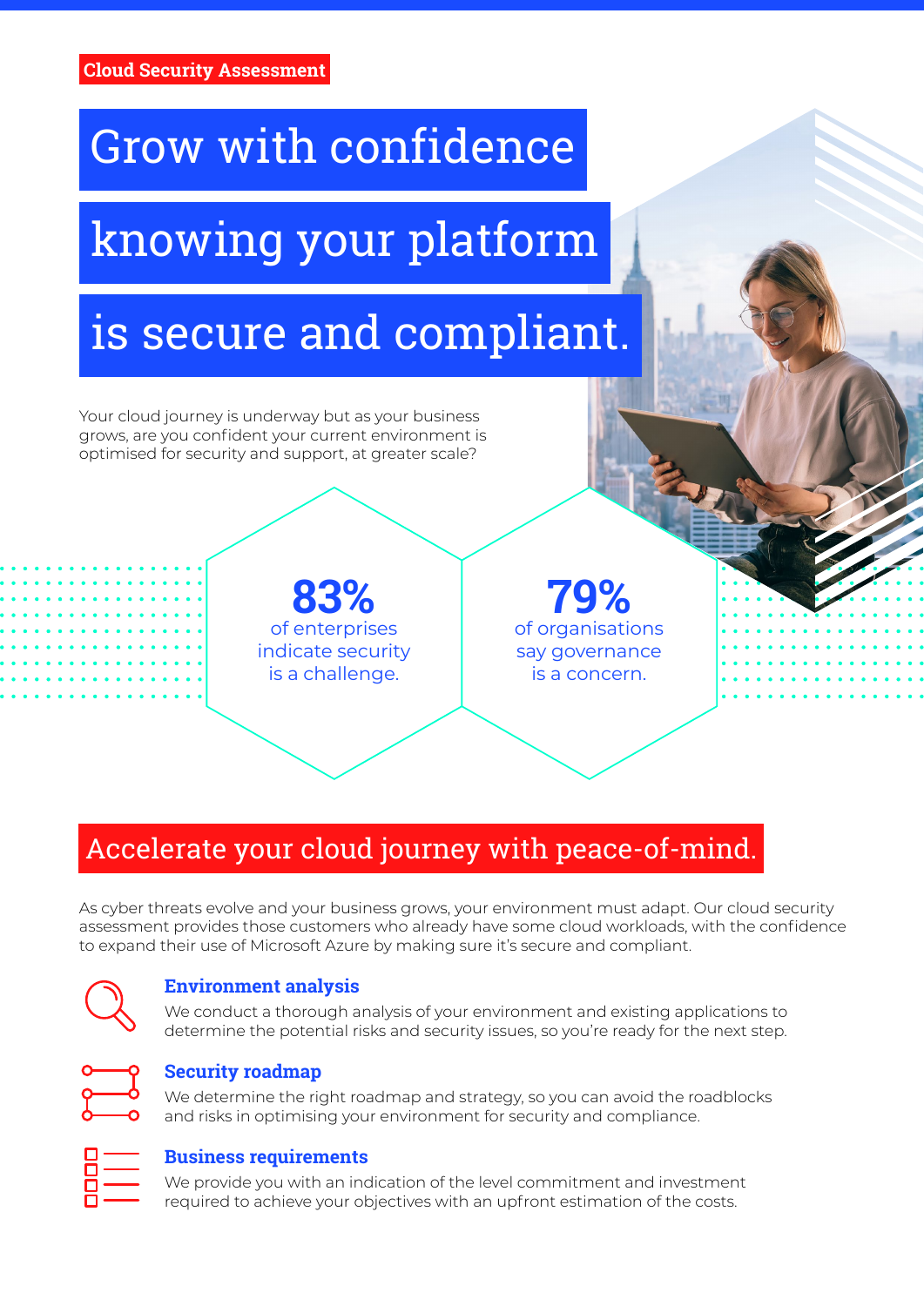Cloud Security Assessment

# Grow with confidence knowing your platform is secure and compliant.

Your cloud journey is underway but as your business grows, are you confident your current environment is optimised for security and support, at greater scale?

**83%** of enterprises indicate security is a challenge.

**79%** of organisations say governance is a concern.

## Accelerate your cloud journey with peace-of-mind.

As cyber threats evolve and your business grows, your environment must adapt. Our cloud security assessment provides those customers who already have some cloud workloads, with the confidence to expand their use of Microsoft Azure by making sure it's secure and compliant.

### Environment analysis

We conduct a thorough analysis of your environment and existing applications to determine the potential risks and security issues, so you're ready for the next step.

### Security roadmap

We determine the right roadmap and strategy, so you can avoid the roadblocks and risks in optimising your environment for security and compliance.

### Business requirements

We provide you with an indication of the level commitment and investment required to achieve your objectives with an upfront estimation of the costs.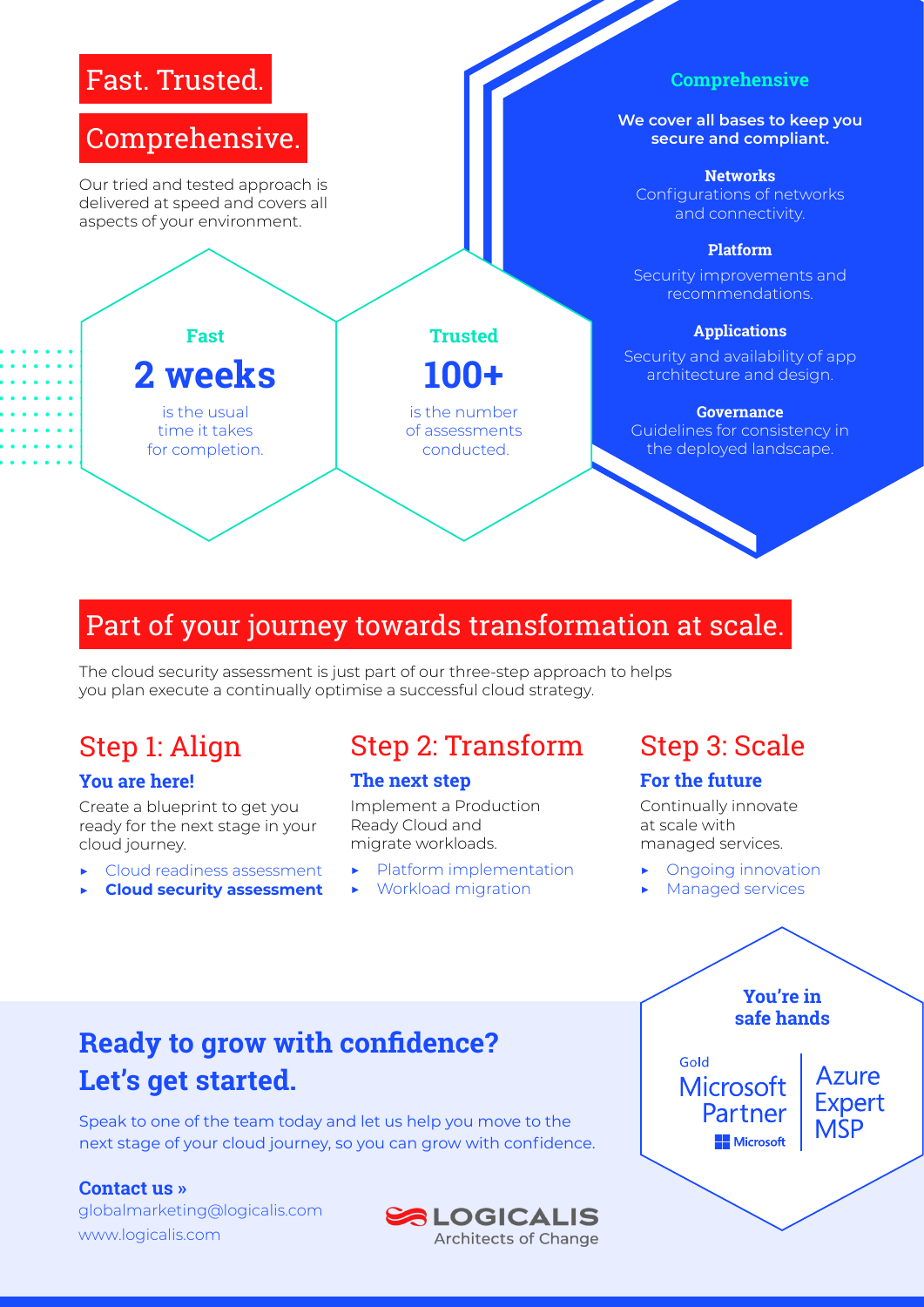# Fast. Trusted. Comprehensive.

Our tried and tested approach is delivered at speed and covers all aspects of your environment.

**Fast**

**2 weeks**

is the usual time it takes for completion.

**Trusted**

**100+**

is the number of assessments conducted.

**Comprehensive**

**We cover all bases to keep you secure and compliant.**

**Networks**
Configurations of networks and connectivity.

**Platform**
Security improvements and recommendations.

**Applications**
Security and availability of app architecture and design.

**Governance**
Guidelines for consistency in the deployed landscape.

## Part of your journey towards transformation at scale.

The cloud security assessment is just part of our three-step approach to helps you plan execute a continually optimise a successful cloud strategy.

### Step 1: Align

**You are here!**

Create a blueprint to get you ready for the next stage in your cloud journey.

- Cloud readiness assessment
- **Cloud security assessment**

### Step 2: Transform

**The next step**

Implement a Production Ready Cloud and migrate workloads.

- Platform implementation
- Workload migration

### Step 3: Scale

**For the future**

Continually innovate at scale with managed services.

- Ongoing innovation
- Managed services

## Ready to grow with confidence? Let's get started.

Speak to one of the team today and let us help you move to the next stage of your cloud journey, so you can grow with confidence.

**Contact us »**
globalmarketing@logicalis.com
www.logicalis.com

LOGICALIS
Architects of Change

**You're in safe hands**

Gold Microsoft Partner Microsoft

Azure Expert MSP